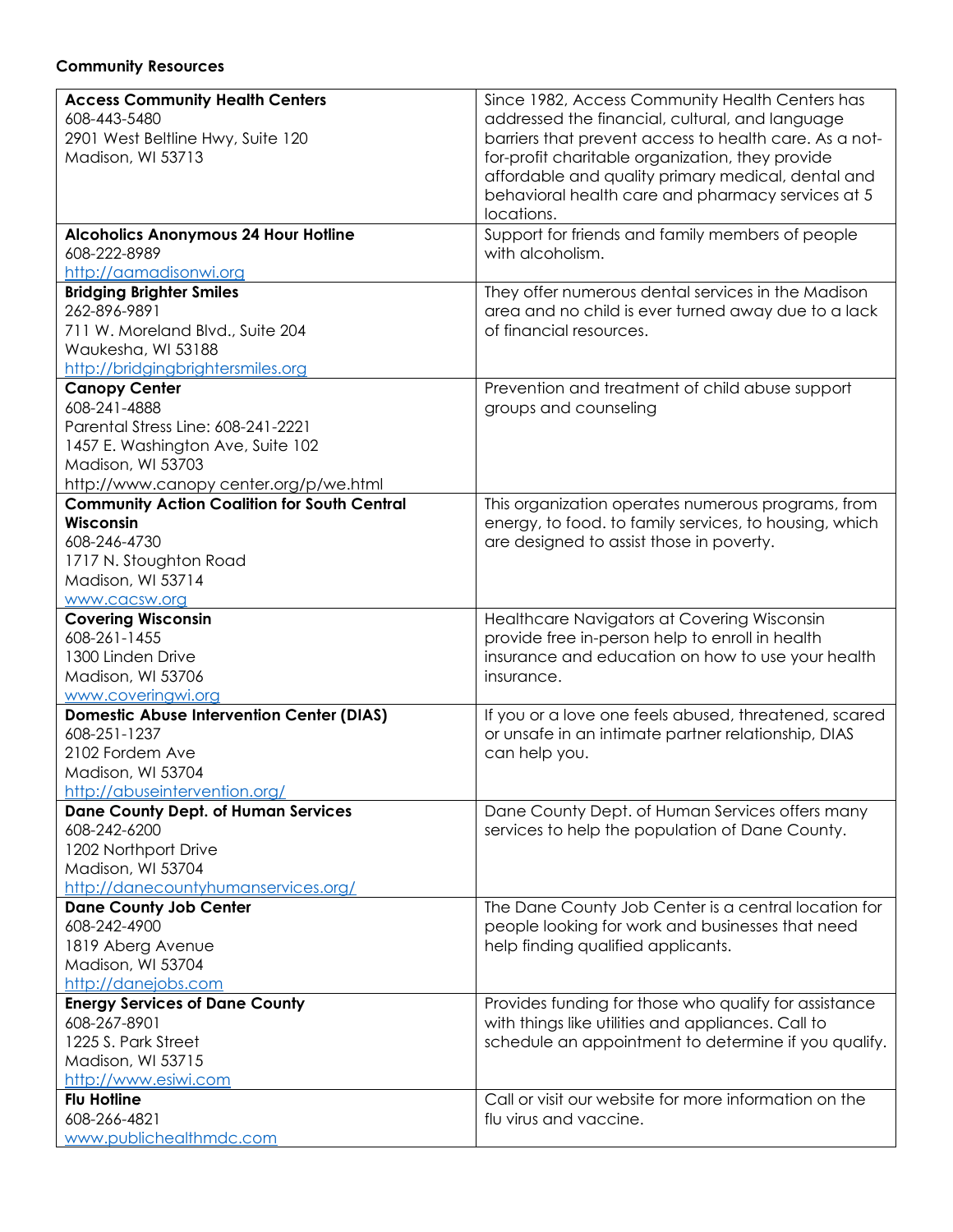**Community Resources**

| | |
|---|---|
| **Access Community Health Centers**<br>608-443-5480<br>2901 West Beltline Hwy, Suite 120<br>Madison, WI 53713 | Since 1982, Access Community Health Centers has addressed the financial, cultural, and language barriers that prevent access to health care. As a not-for-profit charitable organization, they provide affordable and quality primary medical, dental and behavioral health care and pharmacy services at 5 locations. |
| **Alcoholics Anonymous 24 Hour Hotline**<br>608-222-8989<br>http://aamadisonwi.org | Support for friends and family members of people with alcoholism. |
| **Bridging Brighter Smiles**<br>262-896-9891<br>711 W. Moreland Blvd., Suite 204<br>Waukesha, WI 53188<br>http://bridgingbrightersmiles.org | They offer numerous dental services in the Madison area and no child is ever turned away due to a lack of financial resources. |
| **Canopy Center**<br>608-241-4888<br>Parental Stress Line: 608-241-2221<br>1457 E. Washington Ave, Suite 102<br>Madison, WI 53703<br>http://www.canopy center.org/p/we.html | Prevention and treatment of child abuse support groups and counseling |
| **Community Action Coalition for South Central Wisconsin**<br>608-246-4730<br>1717 N. Stoughton Road<br>Madison, WI 53714<br>www.cacsw.org | This organization operates numerous programs, from energy, to food. to family services, to housing, which are designed to assist those in poverty. |
| **Covering Wisconsin**<br>608-261-1455<br>1300 Linden Drive<br>Madison, WI 53706<br>www.coveringwi.org | Healthcare Navigators at Covering Wisconsin provide free in-person help to enroll in health insurance and education on how to use your health insurance. |
| **Domestic Abuse Intervention Center (DIAS)**<br>608-251-1237<br>2102 Fordem Ave<br>Madison, WI 53704<br>http://abuseintervention.org/ | If you or a love one feels abused, threatened, scared or unsafe in an intimate partner relationship, DIAS can help you. |
| **Dane County Dept. of Human Services**<br>608-242-6200<br>1202 Northport Drive<br>Madison, WI 53704<br>http://danecountyhumanservices.org/ | Dane County Dept. of Human Services offers many services to help the population of Dane County. |
| **Dane County Job Center**<br>608-242-4900<br>1819 Aberg Avenue<br>Madison, WI 53704<br>http://danejobs.com | The Dane County Job Center is a central location for people looking for work and businesses that need help finding qualified applicants. |
| **Energy Services of Dane County**<br>608-267-8901<br>1225 S. Park Street<br>Madison, WI 53715<br>http://www.esiwi.com | Provides funding for those who qualify for assistance with things like utilities and appliances. Call to schedule an appointment to determine if you qualify. |
| **Flu Hotline**<br>608-266-4821<br>www.publichealthmdc.com | Call or visit our website for more information on the flu virus and vaccine. |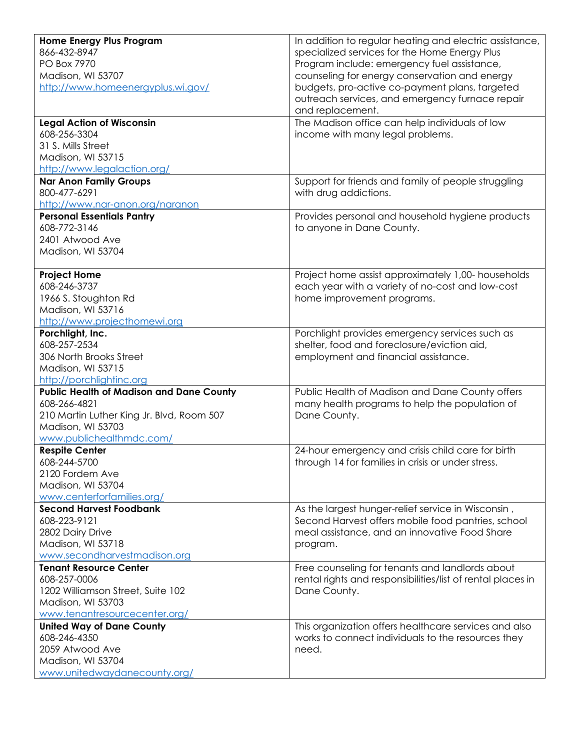| | |
|---|---|
| **Home Energy Plus Program**<br>866-432-8947<br>PO Box 7970<br>Madison, WI 53707<br>http://www.homeenergyplus.wi.gov/ | In addition to regular heating and electric assistance, specialized services for the Home Energy Plus Program include: emergency fuel assistance, counseling for energy conservation and energy budgets, pro-active co-payment plans, targeted outreach services, and emergency furnace repair and replacement. |
| **Legal Action of Wisconsin**<br>608-256-3304<br>31 S. Mills Street<br>Madison, WI 53715<br>http://www.legalaction.org/ | The Madison office can help individuals of low income with many legal problems. |
| **Nar Anon Family Groups**<br>800-477-6291<br>http://www.nar-anon.org/naranon | Support for friends and family of people struggling with drug addictions. |
| **Personal Essentials Pantry**<br>608-772-3146<br>2401 Atwood Ave<br>Madison, WI 53704 | Provides personal and household hygiene products to anyone in Dane County. |
| **Project Home**<br>608-246-3737<br>1966 S. Stoughton Rd<br>Madison, WI 53716<br>http://www.projecthomewi.org | Project home assist approximately 1,00- households each year with a variety of no-cost and low-cost home improvement programs. |
| **Porchlight, Inc.**<br>608-257-2534<br>306 North Brooks Street<br>Madison, WI 53715<br>http://porchlightinc.org | Porchlight provides emergency services such as shelter, food and foreclosure/eviction aid, employment and financial assistance. |
| **Public Health of Madison and Dane County**<br>608-266-4821<br>210 Martin Luther King Jr. Blvd, Room 507<br>Madison, WI 53703<br>www.publichealthmdc.com/ | Public Health of Madison and Dane County offers many health programs to help the population of Dane County. |
| **Respite Center**<br>608-244-5700<br>2120 Fordem Ave<br>Madison, WI 53704<br>www.centerforfamilies.org/ | 24-hour emergency and crisis child care for birth through 14 for families in crisis or under stress. |
| **Second Harvest Foodbank**<br>608-223-9121<br>2802 Dairy Drive<br>Madison, WI 53718<br>www.secondharvestmadison.org | As the largest hunger-relief service in Wisconsin , Second Harvest offers mobile food pantries, school meal assistance, and an innovative Food Share program. |
| **Tenant Resource Center**<br>608-257-0006<br>1202 Williamson Street, Suite 102<br>Madison, WI 53703<br>www.tenantresourcecenter.org/ | Free counseling for tenants and landlords about rental rights and responsibilities/list of rental places in Dane County. |
| **United Way of Dane County**<br>608-246-4350<br>2059 Atwood Ave<br>Madison, WI 53704<br>www.unitedwaydanecounty.org/ | This organization offers healthcare services and also works to connect individuals to the resources they need. |